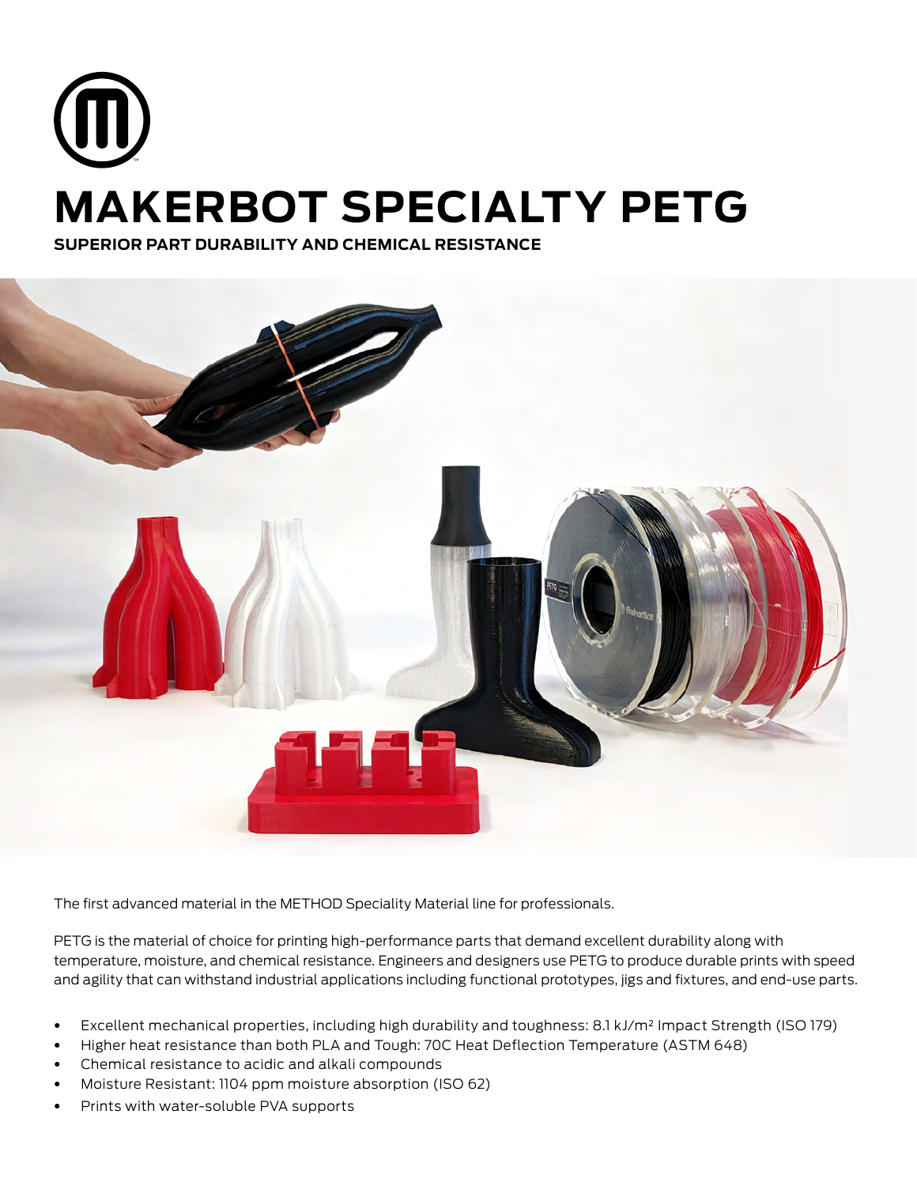# MAKERBOT SPECIALTY PETG

**SUPERIOR PART DURABILITY AND CHEMICAL RESISTANCE**

The first advanced material in the METHOD Speciality Material line for professionals.

PETG is the material of choice for printing high-performance parts that demand excellent durability along with temperature, moisture, and chemical resistance. Engineers and designers use PETG to produce durable prints with speed and agility that can withstand industrial applications including functional prototypes, jigs and fixtures, and end-use parts.

- Excellent mechanical properties, including high durability and toughness: 8.1 kJ/m² Impact Strength (ISO 179)
- Higher heat resistance than both PLA and Tough: 70C Heat Deflection Temperature (ASTM 648)
- Chemical resistance to acidic and alkali compounds
- Moisture Resistant: 1104 ppm moisture absorption (ISO 62)
- Prints with water-soluble PVA supports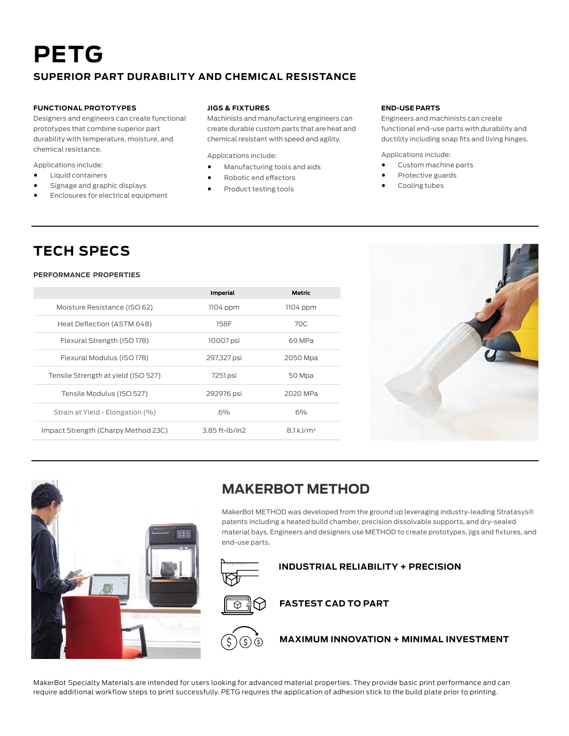# PETG

## SUPERIOR PART DURABILITY AND CHEMICAL RESISTANCE

### FUNCTIONAL PROTOTYPES

Designers and engineers can create functional prototypes that combine superior part durability with temperature, moisture, and chemical resistance.

Applications include:

- Liquid containers
- Signage and graphic displays
- Enclosures for electrical equipment

### JIGS & FIXTURES

Machinists and manufacturing engineers can create durable custom parts that are heat and chemical resistant with speed and agility.

Applications include:

- Manufacturing tools and aids
- Robotic end effectors
- Product testing tools

### END-USE PARTS

Engineers and machinists can create functional end-use parts with durability and ductility including snap fits and living hinges.

Applications include:

- Custom machine parts
- Protective guards
- Cooling tubes

## TECH SPECS

### PERFORMANCE PROPERTIES

| | Imperial | Metric |
|---|---|---|
| Moisture Resistance (ISO 62) | 1104 ppm | 1104 ppm |
| Heat Deflection (ASTM 648) | 158F | 70C |
| Flexural Strength (ISO 178) | 10007 psi | 69 MPa |
| Flexural Modulus (ISO 178) | 297,327 psi | 2050 Mpa |
| Tensile Strength at yield (ISO 527) | 7251 psi | 50 Mpa |
| Tensile Modulus (ISO 527) | 292976 psi | 2020 MPa |
| Strain at Yield - Elongation (%) | 6% | 6% |
| Impact Strength (Charpy Method 23C) | 3.85 ft-lb/in2 | 8.1 kJ/m² |

## MAKERBOT METHOD

MakerBot METHOD was developed from the ground up leveraging industry-leading Stratasys® patents including a heated build chamber, precision dissolvable supports, and dry-sealed material bays. Engineers and designers use METHOD to create prototypes, jigs and fixtures, and end-use parts.

**INDUSTRIAL RELIABILITY + PRECISION**

**FASTEST CAD TO PART**

**MAXIMUM INNOVATION + MINIMAL INVESTMENT**

MakerBot Specialty Materials are intended for users looking for advanced material properties. They provide basic print performance and can require additional workflow steps to print successfully. PETG requires the application of adhesion stick to the build plate prior to printing.